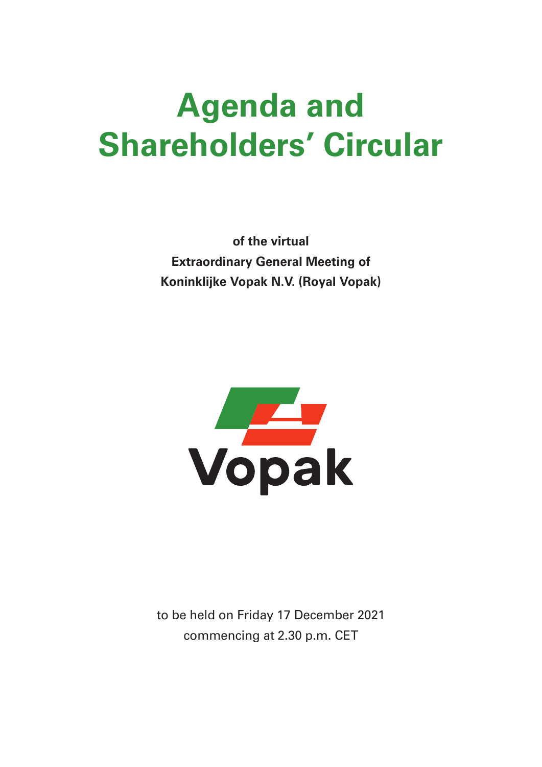# Agenda and Shareholders' Circular

**of the virtual**
**Extraordinary General Meeting of**
**Koninklijke Vopak N.V. (Royal Vopak)**

Vopak

to be held on Friday 17 December 2021
commencing at 2.30 p.m. CET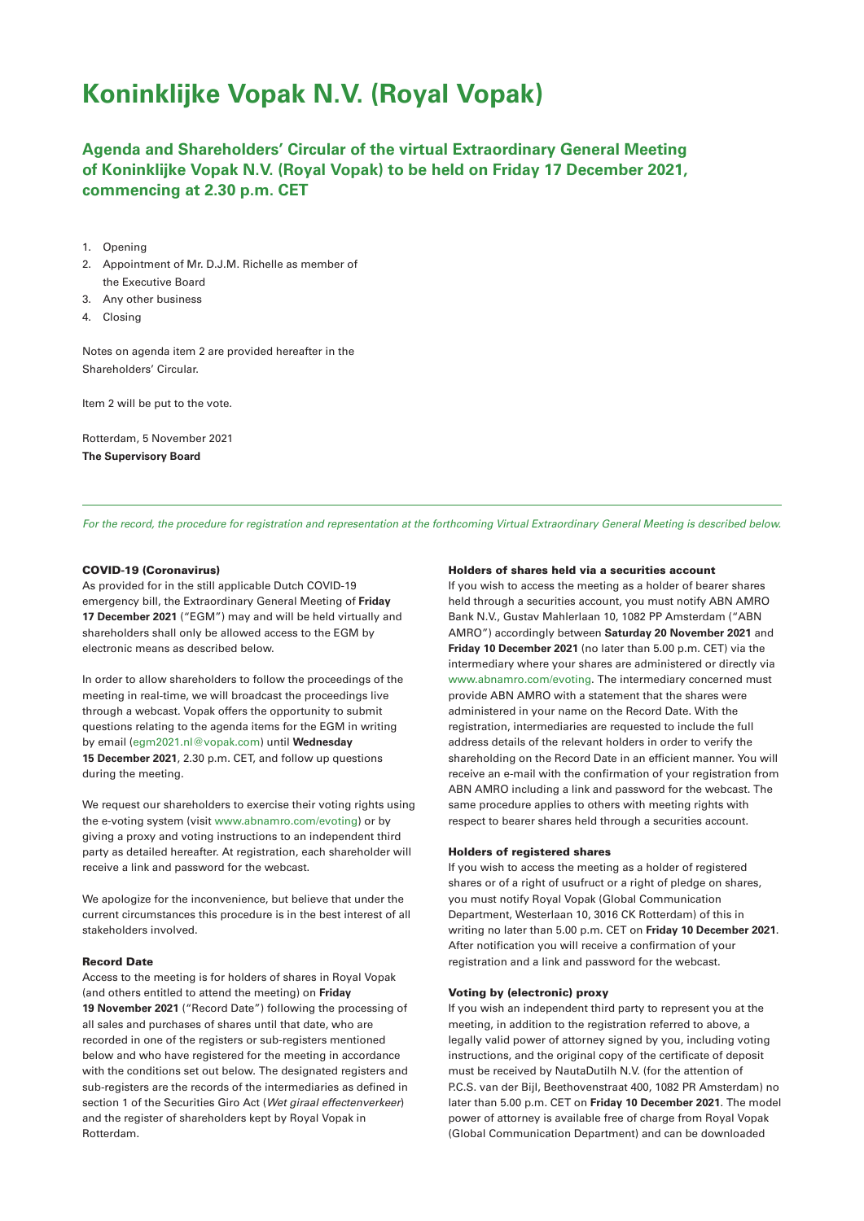# Koninklijke Vopak N.V. (Royal Vopak)

## Agenda and Shareholders' Circular of the virtual Extraordinary General Meeting of Koninklijke Vopak N.V. (Royal Vopak) to be held on Friday 17 December 2021, commencing at 2.30 p.m. CET

1. Opening
2. Appointment of Mr. D.J.M. Richelle as member of the Executive Board
3. Any other business
4. Closing

Notes on agenda item 2 are provided hereafter in the Shareholders' Circular.

Item 2 will be put to the vote.

Rotterdam, 5 November 2021
**The Supervisory Board**

---

*For the record, the procedure for registration and representation at the forthcoming Virtual Extraordinary General Meeting is described below.*

**COVID-19 (Coronavirus)**

As provided for in the still applicable Dutch COVID-19 emergency bill, the Extraordinary General Meeting of **Friday 17 December 2021** ("EGM") may and will be held virtually and shareholders shall only be allowed access to the EGM by electronic means as described below.

In order to allow shareholders to follow the proceedings of the meeting in real-time, we will broadcast the proceedings live through a webcast. Vopak offers the opportunity to submit questions relating to the agenda items for the EGM in writing by email (egm2021.nl@vopak.com) until **Wednesday 15 December 2021**, 2.30 p.m. CET, and follow up questions during the meeting.

We request our shareholders to exercise their voting rights using the e-voting system (visit www.abnamro.com/evoting) or by giving a proxy and voting instructions to an independent third party as detailed hereafter. At registration, each shareholder will receive a link and password for the webcast.

We apologize for the inconvenience, but believe that under the current circumstances this procedure is in the best interest of all stakeholders involved.

**Record Date**

Access to the meeting is for holders of shares in Royal Vopak (and others entitled to attend the meeting) on **Friday 19 November 2021** ("Record Date") following the processing of all sales and purchases of shares until that date, who are recorded in one of the registers or sub-registers mentioned below and who have registered for the meeting in accordance with the conditions set out below. The designated registers and sub-registers are the records of the intermediaries as defined in section 1 of the Securities Giro Act (*Wet giraal effectenverkeer*) and the register of shareholders kept by Royal Vopak in Rotterdam.

**Holders of shares held via a securities account**

If you wish to access the meeting as a holder of bearer shares held through a securities account, you must notify ABN AMRO Bank N.V., Gustav Mahlerlaan 10, 1082 PP Amsterdam ("ABN AMRO") accordingly between **Saturday 20 November 2021** and **Friday 10 December 2021** (no later than 5.00 p.m. CET) via the intermediary where your shares are administered or directly via www.abnamro.com/evoting. The intermediary concerned must provide ABN AMRO with a statement that the shares were administered in your name on the Record Date. With the registration, intermediaries are requested to include the full address details of the relevant holders in order to verify the shareholding on the Record Date in an efficient manner. You will receive an e-mail with the confirmation of your registration from ABN AMRO including a link and password for the webcast. The same procedure applies to others with meeting rights with respect to bearer shares held through a securities account.

**Holders of registered shares**

If you wish to access the meeting as a holder of registered shares or of a right of usufruct or a right of pledge on shares, you must notify Royal Vopak (Global Communication Department, Westerlaan 10, 3016 CK Rotterdam) of this in writing no later than 5.00 p.m. CET on **Friday 10 December 2021**. After notification you will receive a confirmation of your registration and a link and password for the webcast.

**Voting by (electronic) proxy**

If you wish an independent third party to represent you at the meeting, in addition to the registration referred to above, a legally valid power of attorney signed by you, including voting instructions, and the original copy of the certificate of deposit must be received by NautaDutilh N.V. (for the attention of P.C.S. van der Bijl, Beethovenstraat 400, 1082 PR Amsterdam) no later than 5.00 p.m. CET on **Friday 10 December 2021**. The model power of attorney is available free of charge from Royal Vopak (Global Communication Department) and can be downloaded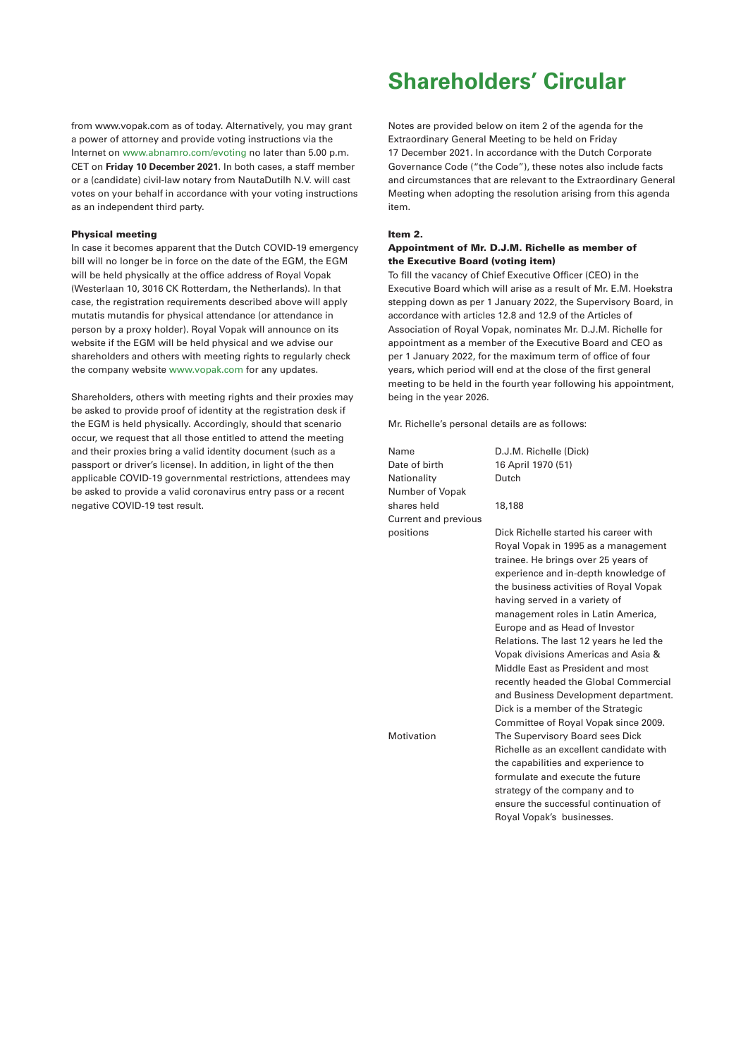from www.vopak.com as of today. Alternatively, you may grant a power of attorney and provide voting instructions via the Internet on www.abnamro.com/evoting no later than 5.00 p.m. CET on **Friday 10 December 2021**. In both cases, a staff member or a (candidate) civil-law notary from NautaDutilh N.V. will cast votes on your behalf in accordance with your voting instructions as an independent third party.

### Physical meeting

In case it becomes apparent that the Dutch COVID-19 emergency bill will no longer be in force on the date of the EGM, the EGM will be held physically at the office address of Royal Vopak (Westerlaan 10, 3016 CK Rotterdam, the Netherlands). In that case, the registration requirements described above will apply mutatis mutandis for physical attendance (or attendance in person by a proxy holder). Royal Vopak will announce on its website if the EGM will be held physical and we advise our shareholders and others with meeting rights to regularly check the company website www.vopak.com for any updates.

Shareholders, others with meeting rights and their proxies may be asked to provide proof of identity at the registration desk if the EGM is held physically. Accordingly, should that scenario occur, we request that all those entitled to attend the meeting and their proxies bring a valid identity document (such as a passport or driver's license). In addition, in light of the then applicable COVID-19 governmental restrictions, attendees may be asked to provide a valid coronavirus entry pass or a recent negative COVID-19 test result.

# Shareholders' Circular

Notes are provided below on item 2 of the agenda for the Extraordinary General Meeting to be held on Friday 17 December 2021. In accordance with the Dutch Corporate Governance Code ("the Code"), these notes also include facts and circumstances that are relevant to the Extraordinary General Meeting when adopting the resolution arising from this agenda item.

### Item 2.

### Appointment of Mr. D.J.M. Richelle as member of the Executive Board (voting item)

To fill the vacancy of Chief Executive Officer (CEO) in the Executive Board which will arise as a result of Mr. E.M. Hoekstra stepping down as per 1 January 2022, the Supervisory Board, in accordance with articles 12.8 and 12.9 of the Articles of Association of Royal Vopak, nominates Mr. D.J.M. Richelle for appointment as a member of the Executive Board and CEO as per 1 January 2022, for the maximum term of office of four years, which period will end at the close of the first general meeting to be held in the fourth year following his appointment, being in the year 2026.

Mr. Richelle's personal details are as follows:

| | |
|---|---|
| Name | D.J.M. Richelle (Dick) |
| Date of birth | 16 April 1970 (51) |
| Nationality | Dutch |
| Number of Vopak shares held | 18,188 |
| Current and previous positions | Dick Richelle started his career with Royal Vopak in 1995 as a management trainee. He brings over 25 years of experience and in-depth knowledge of the business activities of Royal Vopak having served in a variety of management roles in Latin America, Europe and as Head of Investor Relations. The last 12 years he led the Vopak divisions Americas and Asia & Middle East as President and most recently headed the Global Commercial and Business Development department. Dick is a member of the Strategic Committee of Royal Vopak since 2009. |
| Motivation | The Supervisory Board sees Dick Richelle as an excellent candidate with the capabilities and experience to formulate and execute the future strategy of the company and to ensure the successful continuation of Royal Vopak's businesses. |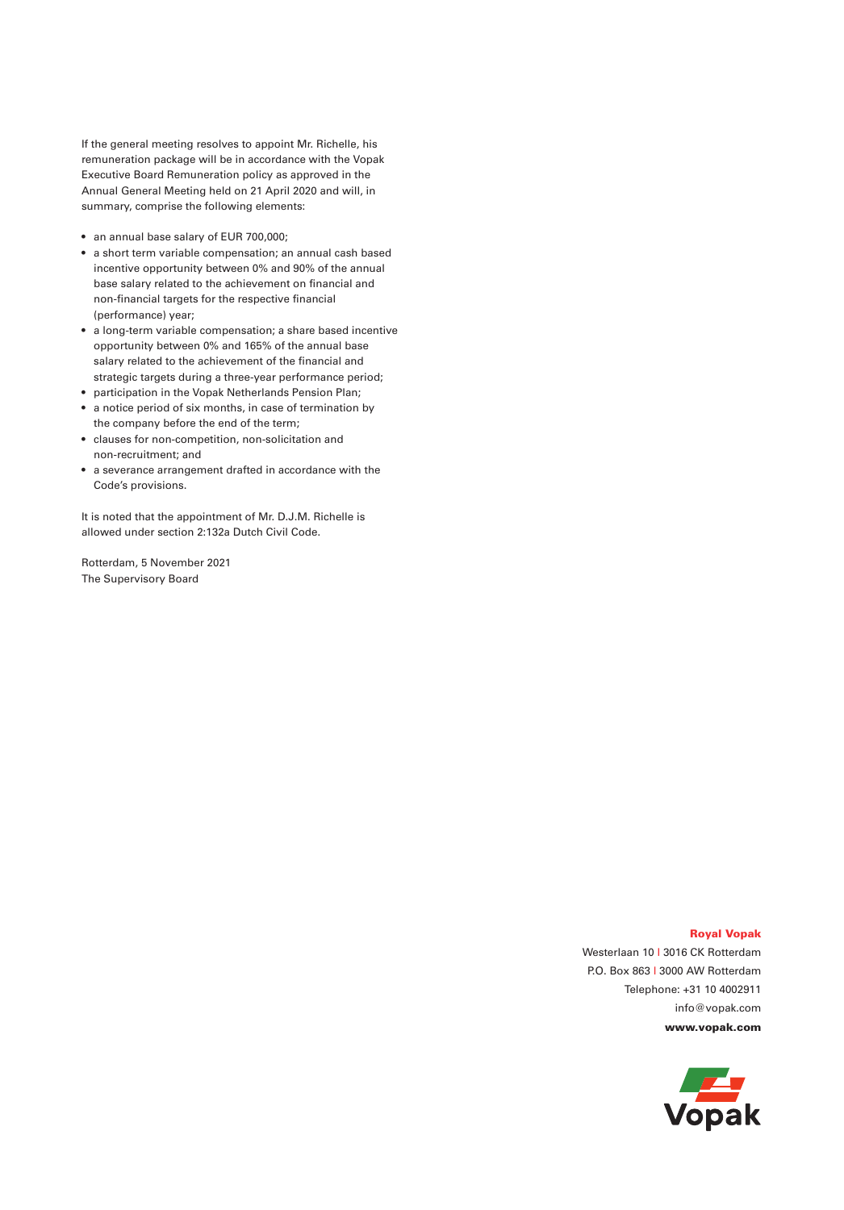If the general meeting resolves to appoint Mr. Richelle, his remuneration package will be in accordance with the Vopak Executive Board Remuneration policy as approved in the Annual General Meeting held on 21 April 2020 and will, in summary, comprise the following elements:

- an annual base salary of EUR 700,000;
- a short term variable compensation; an annual cash based incentive opportunity between 0% and 90% of the annual base salary related to the achievement on financial and non-financial targets for the respective financial (performance) year;
- a long-term variable compensation; a share based incentive opportunity between 0% and 165% of the annual base salary related to the achievement of the financial and strategic targets during a three-year performance period;
- participation in the Vopak Netherlands Pension Plan;
- a notice period of six months, in case of termination by the company before the end of the term;
- clauses for non-competition, non-solicitation and non-recruitment; and
- a severance arrangement drafted in accordance with the Code's provisions.

It is noted that the appointment of Mr. D.J.M. Richelle is allowed under section 2:132a Dutch Civil Code.

Rotterdam, 5 November 2021
The Supervisory Board

**Royal Vopak**
Westerlaan 10 | 3016 CK Rotterdam
P.O. Box 863 | 3000 AW Rotterdam
Telephone: +31 10 4002911
info@vopak.com
**www.vopak.com**

Vopak